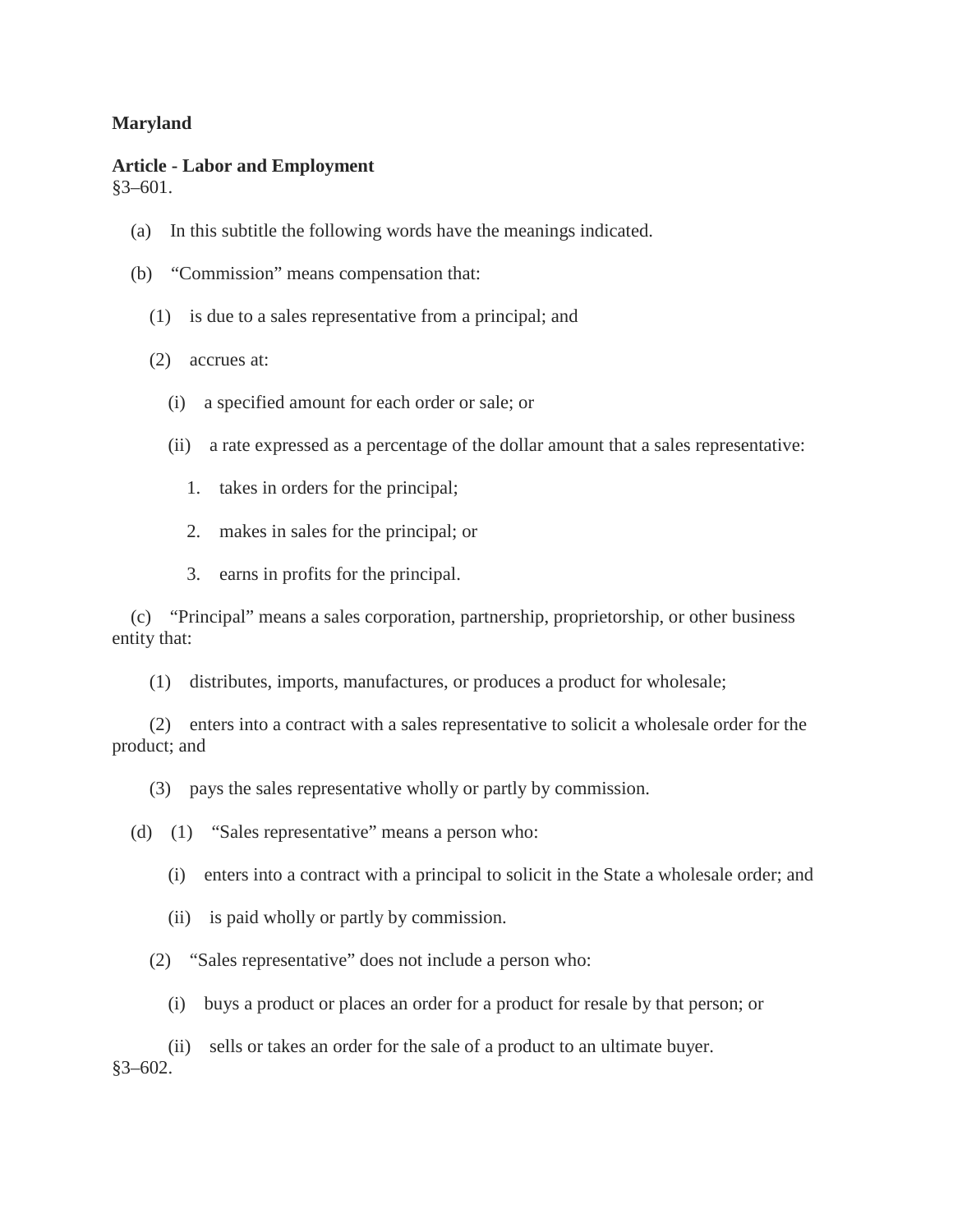**Maryland**

**Article - Labor and Employment**
§3–601.

(a) In this subtitle the following words have the meanings indicated.

(b) "Commission" means compensation that:

(1) is due to a sales representative from a principal; and

(2) accrues at:

(i) a specified amount for each order or sale; or

(ii) a rate expressed as a percentage of the dollar amount that a sales representative:

1. takes in orders for the principal;

2. makes in sales for the principal; or

3. earns in profits for the principal.

(c) "Principal" means a sales corporation, partnership, proprietorship, or other business entity that:

(1) distributes, imports, manufactures, or produces a product for wholesale;

(2) enters into a contract with a sales representative to solicit a wholesale order for the product; and

(3) pays the sales representative wholly or partly by commission.

(d) (1) "Sales representative" means a person who:

(i) enters into a contract with a principal to solicit in the State a wholesale order; and

(ii) is paid wholly or partly by commission.

(2) "Sales representative" does not include a person who:

(i) buys a product or places an order for a product for resale by that person; or

(ii) sells or takes an order for the sale of a product to an ultimate buyer.

§3–602.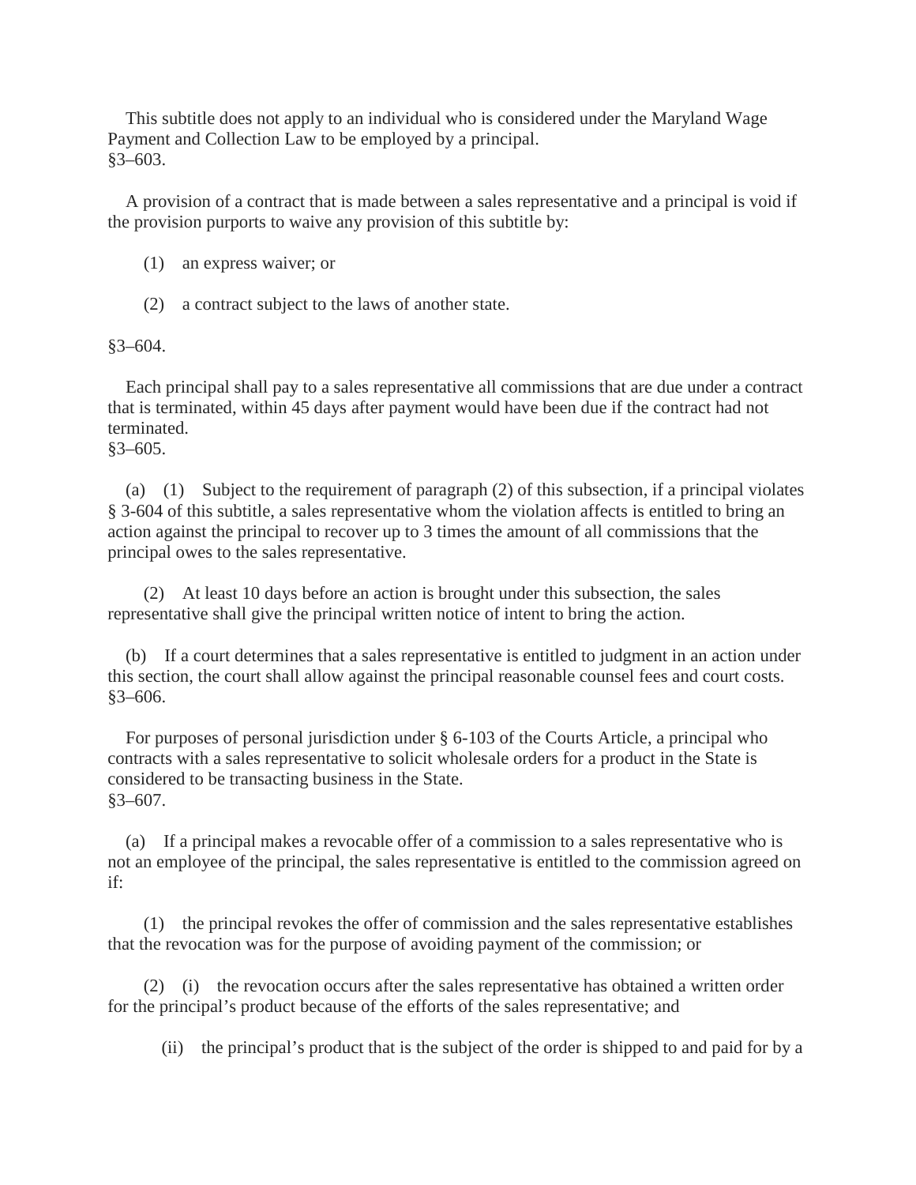This subtitle does not apply to an individual who is considered under the Maryland Wage Payment and Collection Law to be employed by a principal.

§3–603.

A provision of a contract that is made between a sales representative and a principal is void if the provision purports to waive any provision of this subtitle by:

(1) an express waiver; or

(2) a contract subject to the laws of another state.

§3–604.

Each principal shall pay to a sales representative all commissions that are due under a contract that is terminated, within 45 days after payment would have been due if the contract had not terminated.

§3–605.

(a) (1) Subject to the requirement of paragraph (2) of this subsection, if a principal violates § 3-604 of this subtitle, a sales representative whom the violation affects is entitled to bring an action against the principal to recover up to 3 times the amount of all commissions that the principal owes to the sales representative.

(2) At least 10 days before an action is brought under this subsection, the sales representative shall give the principal written notice of intent to bring the action.

(b) If a court determines that a sales representative is entitled to judgment in an action under this section, the court shall allow against the principal reasonable counsel fees and court costs.

§3–606.

For purposes of personal jurisdiction under § 6-103 of the Courts Article, a principal who contracts with a sales representative to solicit wholesale orders for a product in the State is considered to be transacting business in the State.

§3–607.

(a) If a principal makes a revocable offer of a commission to a sales representative who is not an employee of the principal, the sales representative is entitled to the commission agreed on if:

(1) the principal revokes the offer of commission and the sales representative establishes that the revocation was for the purpose of avoiding payment of the commission; or

(2) (i) the revocation occurs after the sales representative has obtained a written order for the principal's product because of the efforts of the sales representative; and

(ii) the principal's product that is the subject of the order is shipped to and paid for by a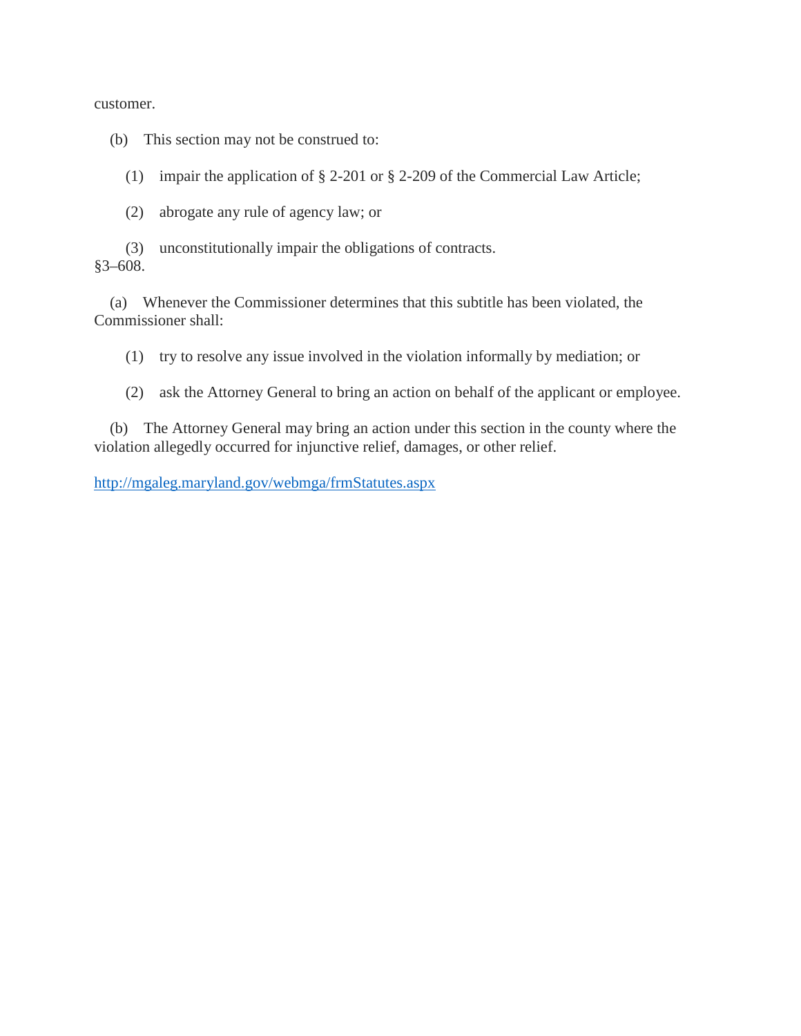customer.

(b) This section may not be construed to:

(1) impair the application of § 2-201 or § 2-209 of the Commercial Law Article;

(2) abrogate any rule of agency law; or

(3) unconstitutionally impair the obligations of contracts.

§3–608.

(a) Whenever the Commissioner determines that this subtitle has been violated, the Commissioner shall:

(1) try to resolve any issue involved in the violation informally by mediation; or

(2) ask the Attorney General to bring an action on behalf of the applicant or employee.

(b) The Attorney General may bring an action under this section in the county where the violation allegedly occurred for injunctive relief, damages, or other relief.

http://mgaleg.maryland.gov/webmga/frmStatutes.aspx